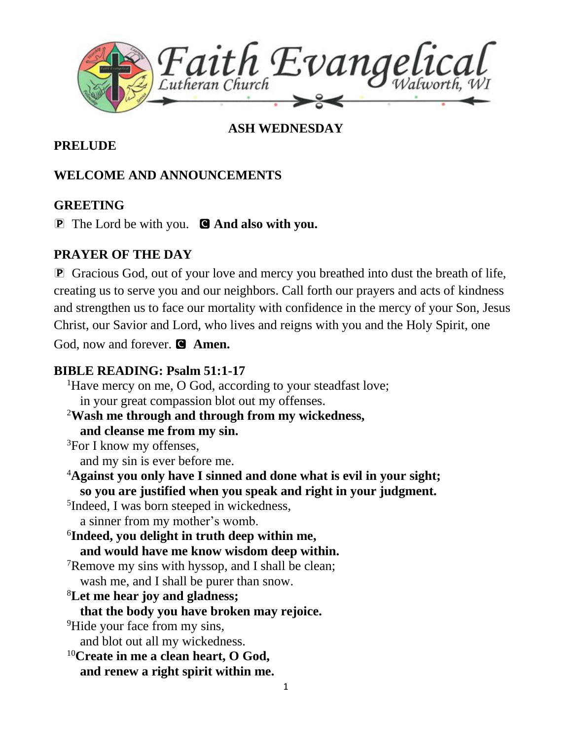# Faith Evangelical Lutheran Church

Walworth, WI

## ASH WEDNESDAY

## PRELUDE

## WELCOME AND ANNOUNCEMENTS

## GREETING

P The Lord be with you. C **And also with you.**

## PRAYER OF THE DAY

P Gracious God, out of your love and mercy you breathed into dust the breath of life, creating us to serve you and our neighbors. Call forth our prayers and acts of kindness and strengthen us to face our mortality with confidence in the mercy of your Son, Jesus Christ, our Savior and Lord, who lives and reigns with you and the Holy Spirit, one God, now and forever. C **Amen.**

## BIBLE READING: Psalm 51:1-17

[1]Have mercy on me, O God, according to your steadfast love;
in your great compassion blot out my offenses.

**[2]Wash me through and through from my wickedness,**
**and cleanse me from my sin.**

[3]For I know my offenses,
and my sin is ever before me.

**[4]Against you only have I sinned and done what is evil in your sight;**
**so you are justified when you speak and right in your judgment.**

[5]Indeed, I was born steeped in wickedness,
a sinner from my mother's womb.

**[6]Indeed, you delight in truth deep within me,**
**and would have me know wisdom deep within.**

[7]Remove my sins with hyssop, and I shall be clean;
wash me, and I shall be purer than snow.

**[8]Let me hear joy and gladness;**
**that the body you have broken may rejoice.**

[9]Hide your face from my sins,
and blot out all my wickedness.

**[10]Create in me a clean heart, O God,**
**and renew a right spirit within me.**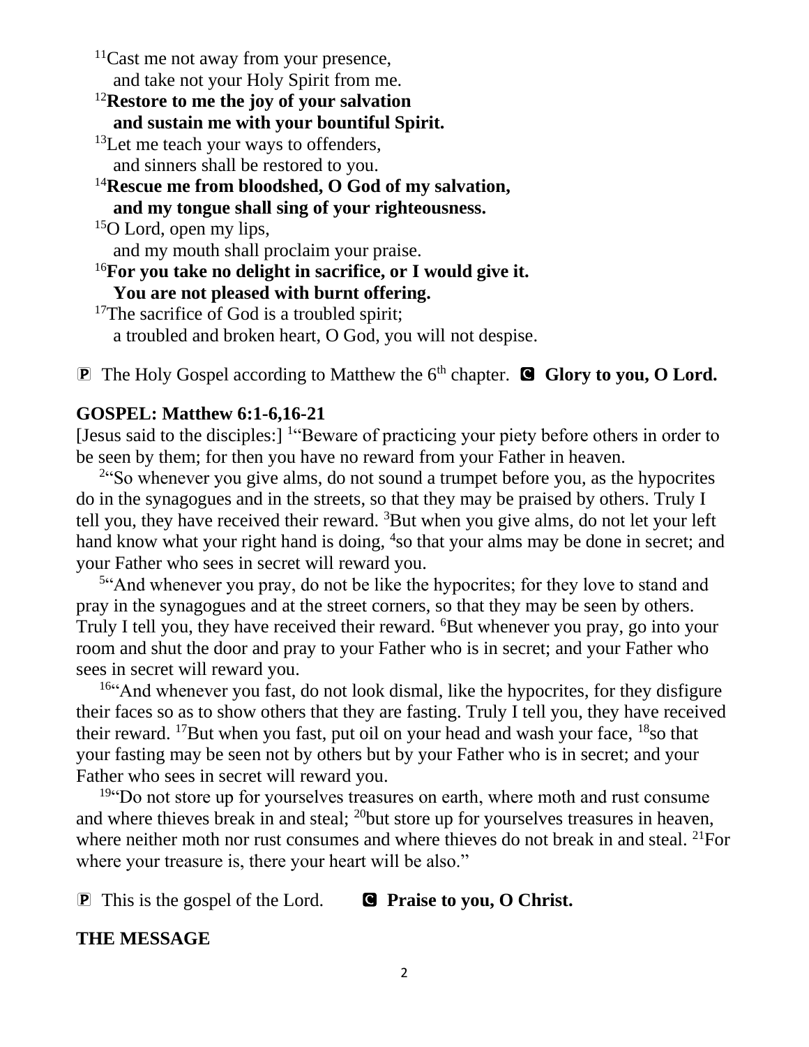[11]Cast me not away from your presence,
and take not your Holy Spirit from me.

[12]**Restore to me the joy of your salvation**
**and sustain me with your bountiful Spirit.**

[13]Let me teach your ways to offenders,
and sinners shall be restored to you.

[14]**Rescue me from bloodshed, O God of my salvation,**
**and my tongue shall sing of your righteousness.**

[15]O Lord, open my lips,
and my mouth shall proclaim your praise.

[16]**For you take no delight in sacrifice, or I would give it.**
**You are not pleased with burnt offering.**

[17]The sacrifice of God is a troubled spirit;
a troubled and broken heart, O God, you will not despise.

🅿 The Holy Gospel according to Matthew the 6th chapter. 🅲 **Glory to you, O Lord.**

## GOSPEL: Matthew 6:1-6,16-21

[Jesus said to the disciples:] [1]"Beware of practicing your piety before others in order to be seen by them; for then you have no reward from your Father in heaven.

[2]"So whenever you give alms, do not sound a trumpet before you, as the hypocrites do in the synagogues and in the streets, so that they may be praised by others. Truly I tell you, they have received their reward. [3]But when you give alms, do not let your left hand know what your right hand is doing, [4]so that your alms may be done in secret; and your Father who sees in secret will reward you.

[5]"And whenever you pray, do not be like the hypocrites; for they love to stand and pray in the synagogues and at the street corners, so that they may be seen by others. Truly I tell you, they have received their reward. [6]But whenever you pray, go into your room and shut the door and pray to your Father who is in secret; and your Father who sees in secret will reward you.

[16]"And whenever you fast, do not look dismal, like the hypocrites, for they disfigure their faces so as to show others that they are fasting. Truly I tell you, they have received their reward. [17]But when you fast, put oil on your head and wash your face, [18]so that your fasting may be seen not by others but by your Father who is in secret; and your Father who sees in secret will reward you.

[19]"Do not store up for yourselves treasures on earth, where moth and rust consume and where thieves break in and steal; [20]but store up for yourselves treasures in heaven, where neither moth nor rust consumes and where thieves do not break in and steal. [21]For where your treasure is, there your heart will be also."

🅿 This is the gospel of the Lord. 🅲 **Praise to you, O Christ.**

## THE MESSAGE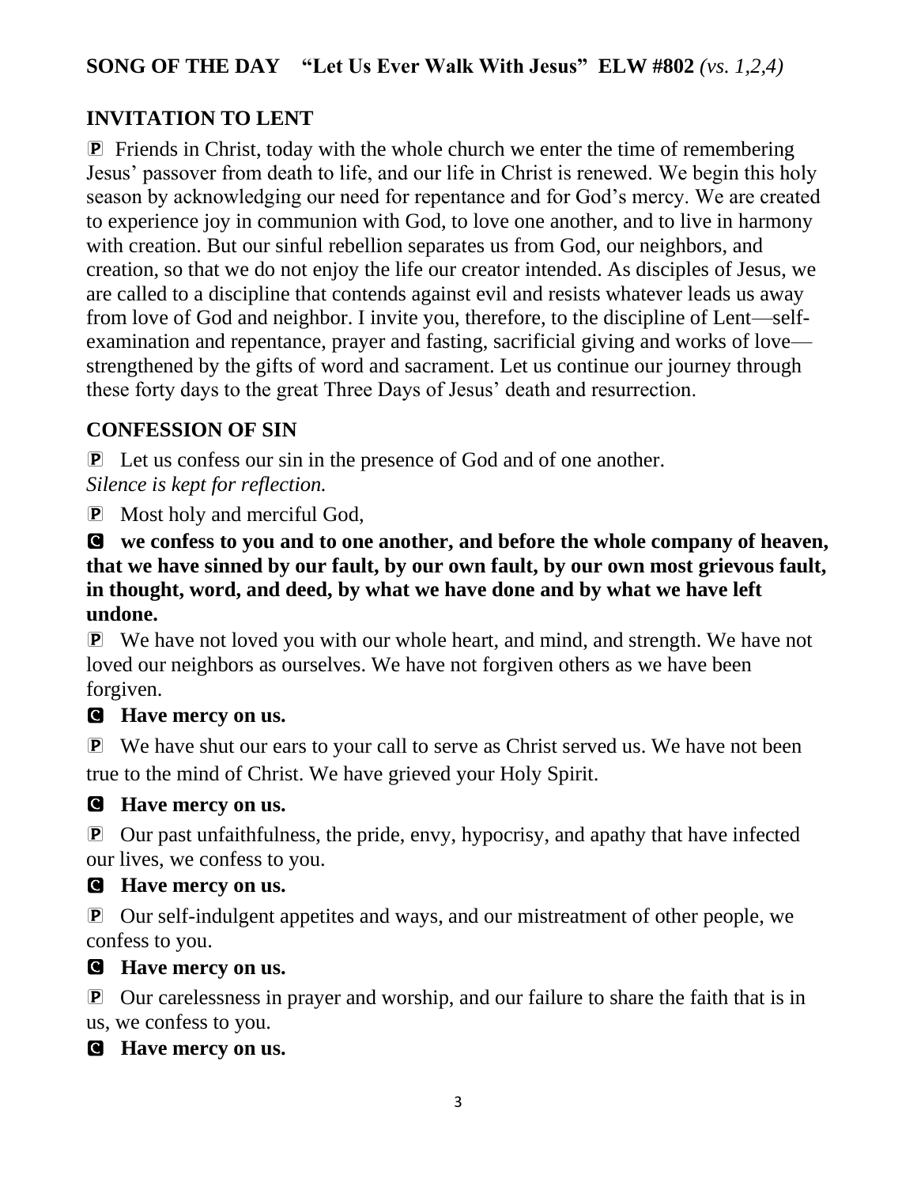**SONG OF THE DAY "Let Us Ever Walk With Jesus" ELW #802** *(vs. 1,2,4)*

## INVITATION TO LENT

🅟 Friends in Christ, today with the whole church we enter the time of remembering Jesus' passover from death to life, and our life in Christ is renewed. We begin this holy season by acknowledging our need for repentance and for God's mercy. We are created to experience joy in communion with God, to love one another, and to live in harmony with creation. But our sinful rebellion separates us from God, our neighbors, and creation, so that we do not enjoy the life our creator intended. As disciples of Jesus, we are called to a discipline that contends against evil and resists whatever leads us away from love of God and neighbor. I invite you, therefore, to the discipline of Lent—self-examination and repentance, prayer and fasting, sacrificial giving and works of love—strengthened by the gifts of word and sacrament. Let us continue our journey through these forty days to the great Three Days of Jesus' death and resurrection.

## CONFESSION OF SIN

🅟 Let us confess our sin in the presence of God and of one another.
*Silence is kept for reflection.*

🅟 Most holy and merciful God,

🅒 **we confess to you and to one another, and before the whole company of heaven, that we have sinned by our fault, by our own fault, by our own most grievous fault, in thought, word, and deed, by what we have done and by what we have left undone.**

🅟 We have not loved you with our whole heart, and mind, and strength. We have not loved our neighbors as ourselves. We have not forgiven others as we have been forgiven.

🅒 **Have mercy on us.**

🅟 We have shut our ears to your call to serve as Christ served us. We have not been true to the mind of Christ. We have grieved your Holy Spirit.

🅒 **Have mercy on us.**

🅟 Our past unfaithfulness, the pride, envy, hypocrisy, and apathy that have infected our lives, we confess to you.

🅒 **Have mercy on us.**

🅟 Our self-indulgent appetites and ways, and our mistreatment of other people, we confess to you.

🅒 **Have mercy on us.**

🅟 Our carelessness in prayer and worship, and our failure to share the faith that is in us, we confess to you.

🅒 **Have mercy on us.**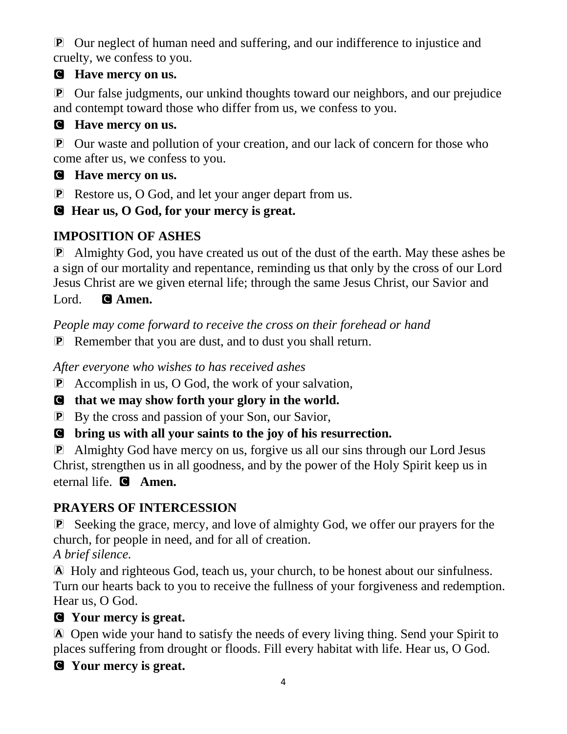P Our neglect of human need and suffering, and our indifference to injustice and cruelty, we confess to you.

**C Have mercy on us.**

P Our false judgments, our unkind thoughts toward our neighbors, and our prejudice and contempt toward those who differ from us, we confess to you.

**C Have mercy on us.**

P Our waste and pollution of your creation, and our lack of concern for those who come after us, we confess to you.

**C Have mercy on us.**

P Restore us, O God, and let your anger depart from us.

**C Hear us, O God, for your mercy is great.**

## IMPOSITION OF ASHES

P Almighty God, you have created us out of the dust of the earth. May these ashes be a sign of our mortality and repentance, reminding us that only by the cross of our Lord Jesus Christ are we given eternal life; through the same Jesus Christ, our Savior and Lord. **C Amen.**

*People may come forward to receive the cross on their forehead or hand*

P Remember that you are dust, and to dust you shall return.

*After everyone who wishes to has received ashes*

P Accomplish in us, O God, the work of your salvation,

**C that we may show forth your glory in the world.**

P By the cross and passion of your Son, our Savior,

**C bring us with all your saints to the joy of his resurrection.**

P Almighty God have mercy on us, forgive us all our sins through our Lord Jesus Christ, strengthen us in all goodness, and by the power of the Holy Spirit keep us in eternal life. **C Amen.**

## PRAYERS OF INTERCESSION

P Seeking the grace, mercy, and love of almighty God, we offer our prayers for the church, for people in need, and for all of creation.

*A brief silence.*

A Holy and righteous God, teach us, your church, to be honest about our sinfulness. Turn our hearts back to you to receive the fullness of your forgiveness and redemption. Hear us, O God.

**C Your mercy is great.**

A Open wide your hand to satisfy the needs of every living thing. Send your Spirit to places suffering from drought or floods. Fill every habitat with life. Hear us, O God.

**C Your mercy is great.**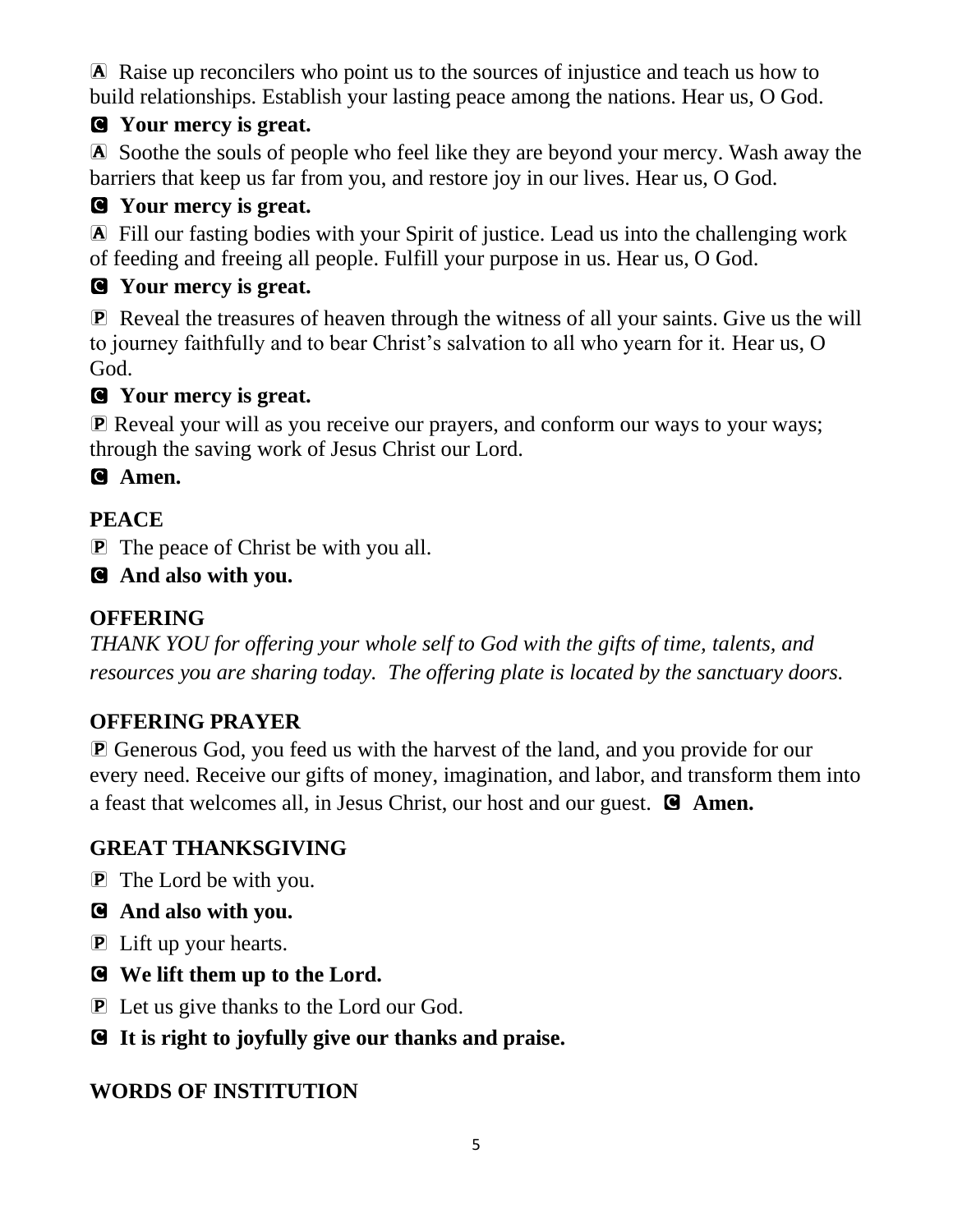A Raise up reconcilers who point us to the sources of injustice and teach us how to build relationships. Establish your lasting peace among the nations. Hear us, O God.

C **Your mercy is great.**

A Soothe the souls of people who feel like they are beyond your mercy. Wash away the barriers that keep us far from you, and restore joy in our lives. Hear us, O God.

C **Your mercy is great.**

A Fill our fasting bodies with your Spirit of justice. Lead us into the challenging work of feeding and freeing all people. Fulfill your purpose in us. Hear us, O God.

C **Your mercy is great.**

P Reveal the treasures of heaven through the witness of all your saints. Give us the will to journey faithfully and to bear Christ's salvation to all who yearn for it. Hear us, O God.

C **Your mercy is great.**

P Reveal your will as you receive our prayers, and conform our ways to your ways; through the saving work of Jesus Christ our Lord.

C **Amen.**

## PEACE

P The peace of Christ be with you all.

C **And also with you.**

## OFFERING

*THANK YOU for offering your whole self to God with the gifts of time, talents, and resources you are sharing today. The offering plate is located by the sanctuary doors.*

## OFFERING PRAYER

P Generous God, you feed us with the harvest of the land, and you provide for our every need. Receive our gifts of money, imagination, and labor, and transform them into a feast that welcomes all, in Jesus Christ, our host and our guest. C **Amen.**

## GREAT THANKSGIVING

P The Lord be with you.

C **And also with you.**

P Lift up your hearts.

C **We lift them up to the Lord.**

P Let us give thanks to the Lord our God.

C **It is right to joyfully give our thanks and praise.**

## WORDS OF INSTITUTION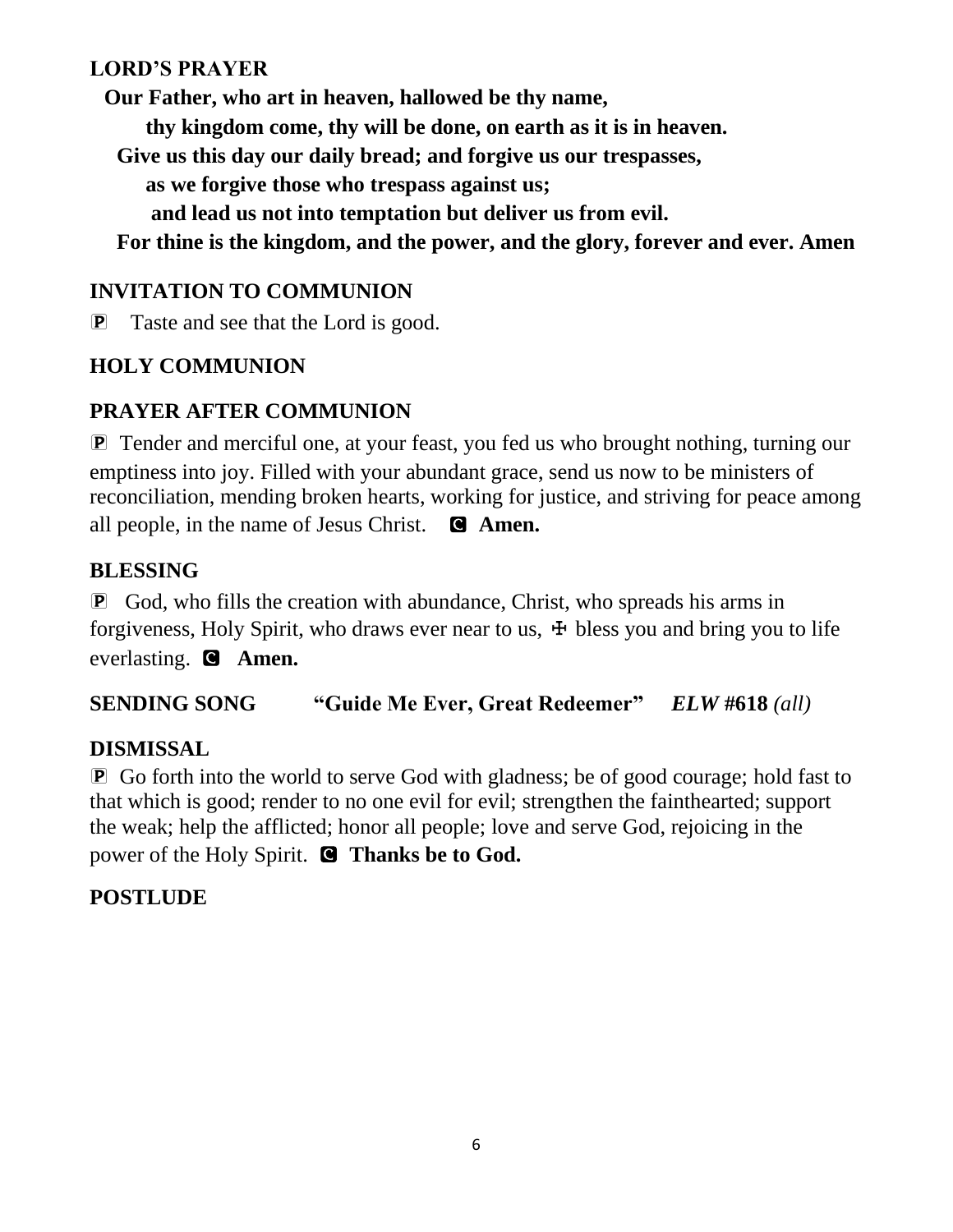## LORD'S PRAYER

**Our Father, who art in heaven, hallowed be thy name,**
**thy kingdom come, thy will be done, on earth as it is in heaven.**
**Give us this day our daily bread; and forgive us our trespasses,**
**as we forgive those who trespass against us;**
**and lead us not into temptation but deliver us from evil.**
**For thine is the kingdom, and the power, and the glory, forever and ever. Amen**

## INVITATION TO COMMUNION

P Taste and see that the Lord is good.

## HOLY COMMUNION

## PRAYER AFTER COMMUNION

P Tender and merciful one, at your feast, you fed us who brought nothing, turning our emptiness into joy. Filled with your abundant grace, send us now to be ministers of reconciliation, mending broken hearts, working for justice, and striving for peace among all people, in the name of Jesus Christ. C **Amen.**

## BLESSING

P God, who fills the creation with abundance, Christ, who spreads his arms in forgiveness, Holy Spirit, who draws ever near to us, ☩ bless you and bring you to life everlasting. C **Amen.**

## SENDING SONG "Guide Me Ever, Great Redeemer" *ELW* #618 *(all)*

## DISMISSAL

P Go forth into the world to serve God with gladness; be of good courage; hold fast to that which is good; render to no one evil for evil; strengthen the fainthearted; support the weak; help the afflicted; honor all people; love and serve God, rejoicing in the power of the Holy Spirit. C **Thanks be to God.**

## POSTLUDE